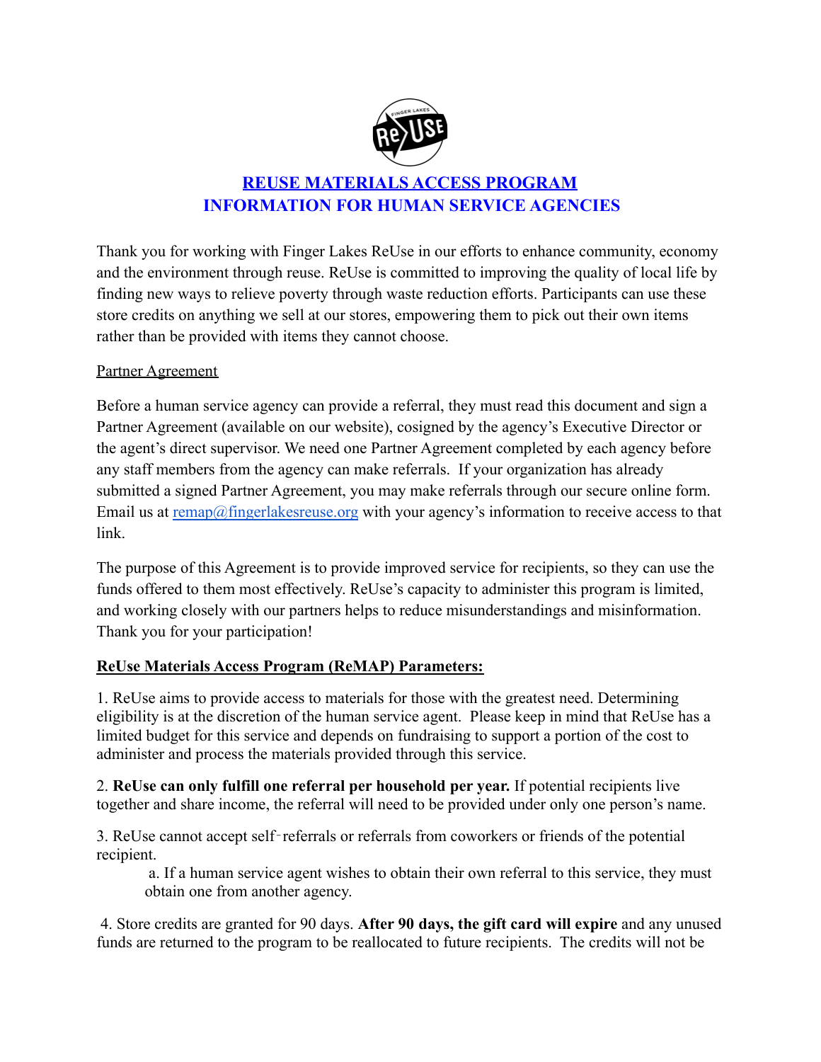# REUSE MATERIALS ACCESS PROGRAM
# INFORMATION FOR HUMAN SERVICE AGENCIES

Thank you for working with Finger Lakes ReUse in our efforts to enhance community, economy and the environment through reuse. ReUse is committed to improving the quality of local life by finding new ways to relieve poverty through waste reduction efforts. Participants can use these store credits on anything we sell at our stores, empowering them to pick out their own items rather than be provided with items they cannot choose.

## Partner Agreement

Before a human service agency can provide a referral, they must read this document and sign a Partner Agreement (available on our website), cosigned by the agency's Executive Director or the agent's direct supervisor. We need one Partner Agreement completed by each agency before any staff members from the agency can make referrals. If your organization has already submitted a signed Partner Agreement, you may make referrals through our secure online form. Email us at remap@fingerlakesreuse.org with your agency's information to receive access to that link.

The purpose of this Agreement is to provide improved service for recipients, so they can use the funds offered to them most effectively. ReUse's capacity to administer this program is limited, and working closely with our partners helps to reduce misunderstandings and misinformation. Thank you for your participation!

## ReUse Materials Access Program (ReMAP) Parameters:

1. ReUse aims to provide access to materials for those with the greatest need. Determining eligibility is at the discretion of the human service agent. Please keep in mind that ReUse has a limited budget for this service and depends on fundraising to support a portion of the cost to administer and process the materials provided through this service.

2. **ReUse can only fulfill one referral per household per year.** If potential recipients live together and share income, the referral will need to be provided under only one person's name.

3. ReUse cannot accept self-referrals or referrals from coworkers or friends of the potential recipient.

    a. If a human service agent wishes to obtain their own referral to this service, they must obtain one from another agency.

4. Store credits are granted for 90 days. **After 90 days, the gift card will expire** and any unused funds are returned to the program to be reallocated to future recipients. The credits will not be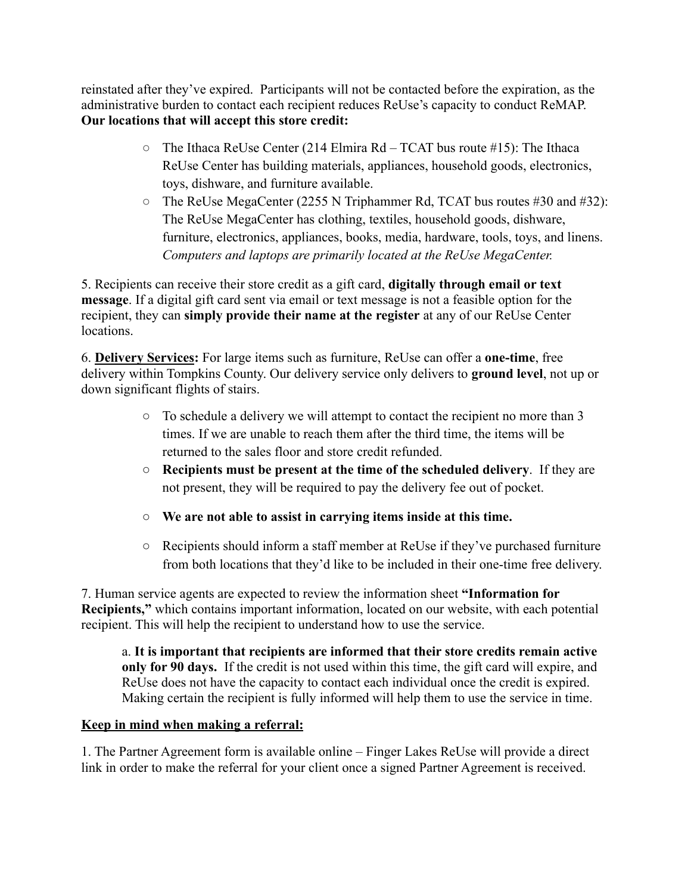reinstated after they've expired. Participants will not be contacted before the expiration, as the administrative burden to contact each recipient reduces ReUse's capacity to conduct ReMAP. **Our locations that will accept this store credit:**

- The Ithaca ReUse Center (214 Elmira Rd – TCAT bus route #15): The Ithaca ReUse Center has building materials, appliances, household goods, electronics, toys, dishware, and furniture available.
- The ReUse MegaCenter (2255 N Triphammer Rd, TCAT bus routes #30 and #32): The ReUse MegaCenter has clothing, textiles, household goods, dishware, furniture, electronics, appliances, books, media, hardware, tools, toys, and linens. *Computers and laptops are primarily located at the ReUse MegaCenter.*

5. Recipients can receive their store credit as a gift card, **digitally through email or text message**. If a digital gift card sent via email or text message is not a feasible option for the recipient, they can **simply provide their name at the register** at any of our ReUse Center locations.

6. **<u>Delivery Services</u>:** For large items such as furniture, ReUse can offer a **one-time**, free delivery within Tompkins County. Our delivery service only delivers to **ground level**, not up or down significant flights of stairs.

- To schedule a delivery we will attempt to contact the recipient no more than 3 times. If we are unable to reach them after the third time, the items will be returned to the sales floor and store credit refunded.
- **Recipients must be present at the time of the scheduled delivery**. If they are not present, they will be required to pay the delivery fee out of pocket.
- **We are not able to assist in carrying items inside at this time.**
- Recipients should inform a staff member at ReUse if they've purchased furniture from both locations that they'd like to be included in their one-time free delivery.

7. Human service agents are expected to review the information sheet **"Information for Recipients,"** which contains important information, located on our website, with each potential recipient. This will help the recipient to understand how to use the service.

a. **It is important that recipients are informed that their store credits remain active only for 90 days.** If the credit is not used within this time, the gift card will expire, and ReUse does not have the capacity to contact each individual once the credit is expired. Making certain the recipient is fully informed will help them to use the service in time.

**<u>Keep in mind when making a referral:</u>**

1. The Partner Agreement form is available online – Finger Lakes ReUse will provide a direct link in order to make the referral for your client once a signed Partner Agreement is received.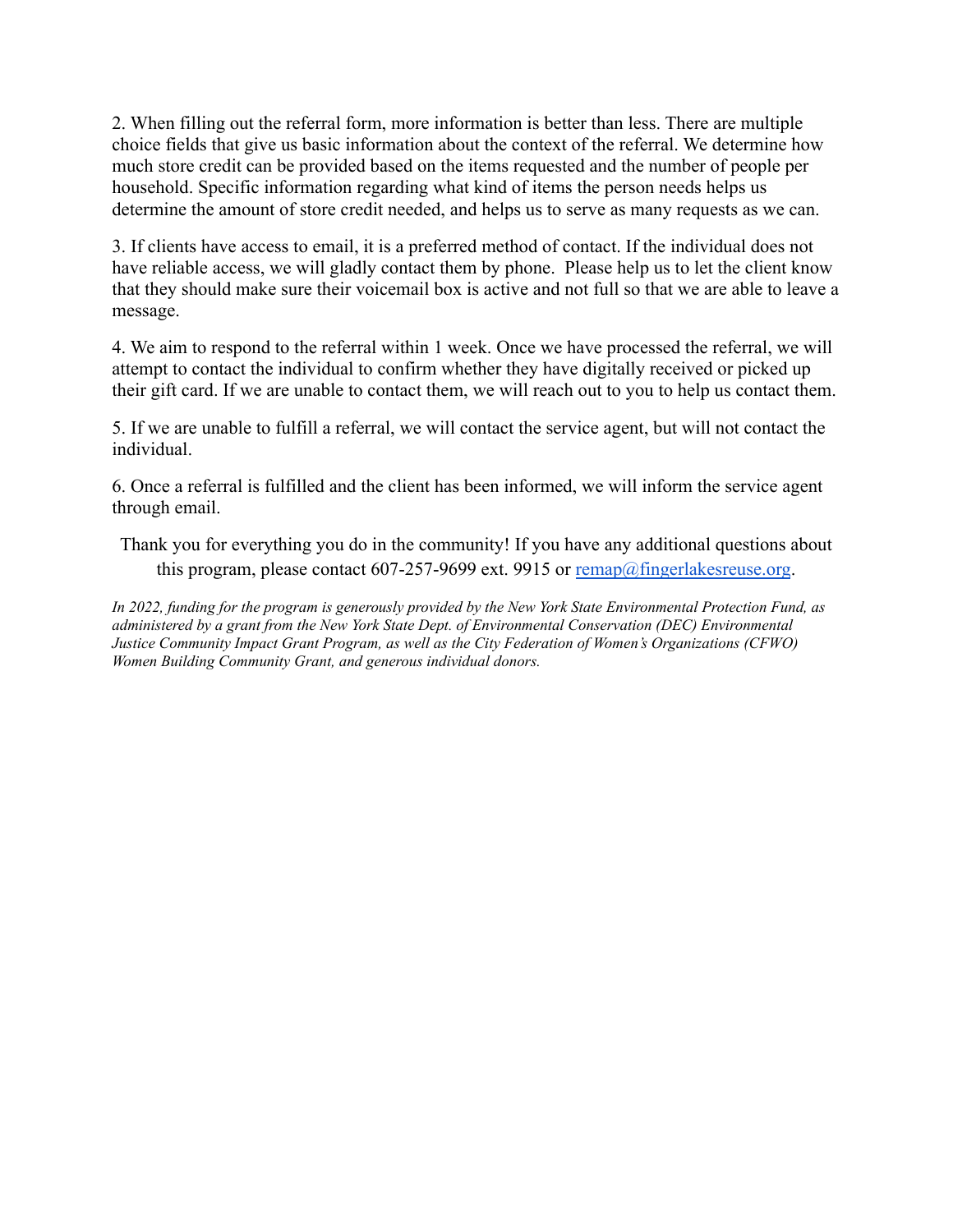2. When filling out the referral form, more information is better than less. There are multiple choice fields that give us basic information about the context of the referral. We determine how much store credit can be provided based on the items requested and the number of people per household. Specific information regarding what kind of items the person needs helps us determine the amount of store credit needed, and helps us to serve as many requests as we can.

3. If clients have access to email, it is a preferred method of contact. If the individual does not have reliable access, we will gladly contact them by phone. Please help us to let the client know that they should make sure their voicemail box is active and not full so that we are able to leave a message.

4. We aim to respond to the referral within 1 week. Once we have processed the referral, we will attempt to contact the individual to confirm whether they have digitally received or picked up their gift card. If we are unable to contact them, we will reach out to you to help us contact them.

5. If we are unable to fulfill a referral, we will contact the service agent, but will not contact the individual.

6. Once a referral is fulfilled and the client has been informed, we will inform the service agent through email.

Thank you for everything you do in the community! If you have any additional questions about this program, please contact 607-257-9699 ext. 9915 or remap@fingerlakesreuse.org.

*In 2022, funding for the program is generously provided by the New York State Environmental Protection Fund, as administered by a grant from the New York State Dept. of Environmental Conservation (DEC) Environmental Justice Community Impact Grant Program, as well as the City Federation of Women's Organizations (CFWO) Women Building Community Grant, and generous individual donors.*